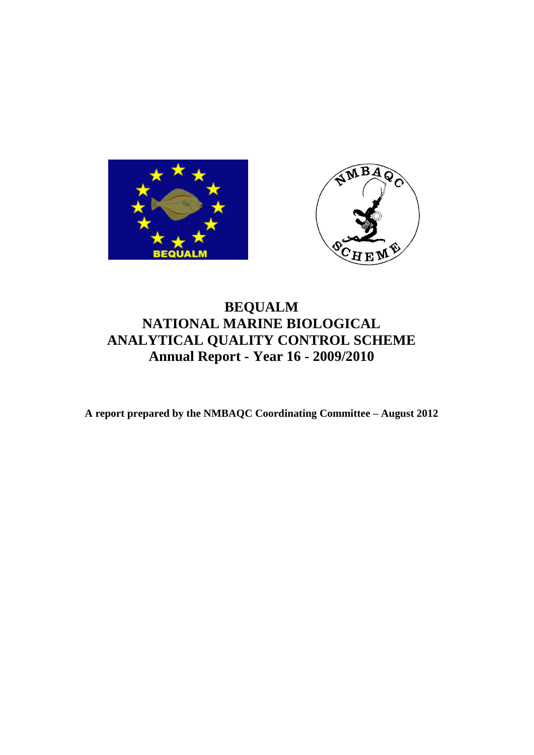# BEQUALM
# NATIONAL MARINE BIOLOGICAL ANALYTICAL QUALITY CONTROL SCHEME
# Annual Report - Year 16 - 2009/2010

**A report prepared by the NMBAQC Coordinating Committee – August 2012**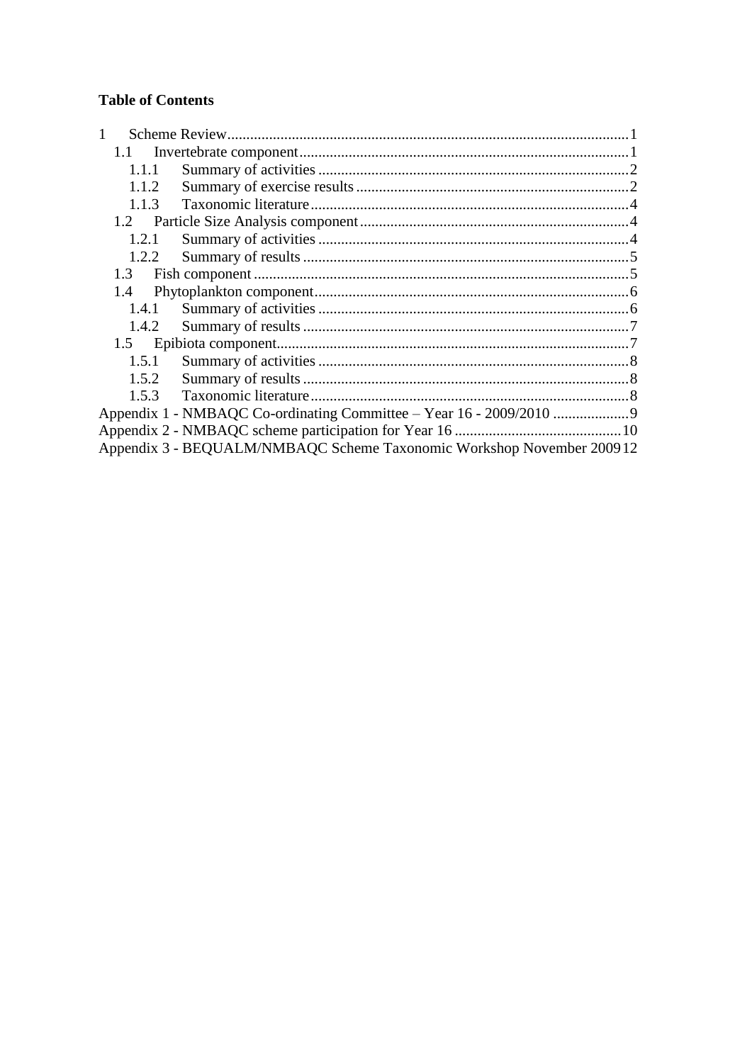**Table of Contents**

- 1 Scheme Review ..... 1
  - 1.1 Invertebrate component ..... 1
    - 1.1.1 Summary of activities ..... 2
    - 1.1.2 Summary of exercise results ..... 2
    - 1.1.3 Taxonomic literature ..... 4
  - 1.2 Particle Size Analysis component ..... 4
    - 1.2.1 Summary of activities ..... 4
    - 1.2.2 Summary of results ..... 5
  - 1.3 Fish component ..... 5
  - 1.4 Phytoplankton component ..... 6
    - 1.4.1 Summary of activities ..... 6
    - 1.4.2 Summary of results ..... 7
  - 1.5 Epibiota component ..... 7
    - 1.5.1 Summary of activities ..... 8
    - 1.5.2 Summary of results ..... 8
    - 1.5.3 Taxonomic literature ..... 8
- Appendix 1 - NMBAQC Co-ordinating Committee – Year 16 - 2009/2010 ..... 9
- Appendix 2 - NMBAQC scheme participation for Year 16 ..... 10
- Appendix 3 - BEQUALM/NMBAQC Scheme Taxonomic Workshop November 2009 ..... 12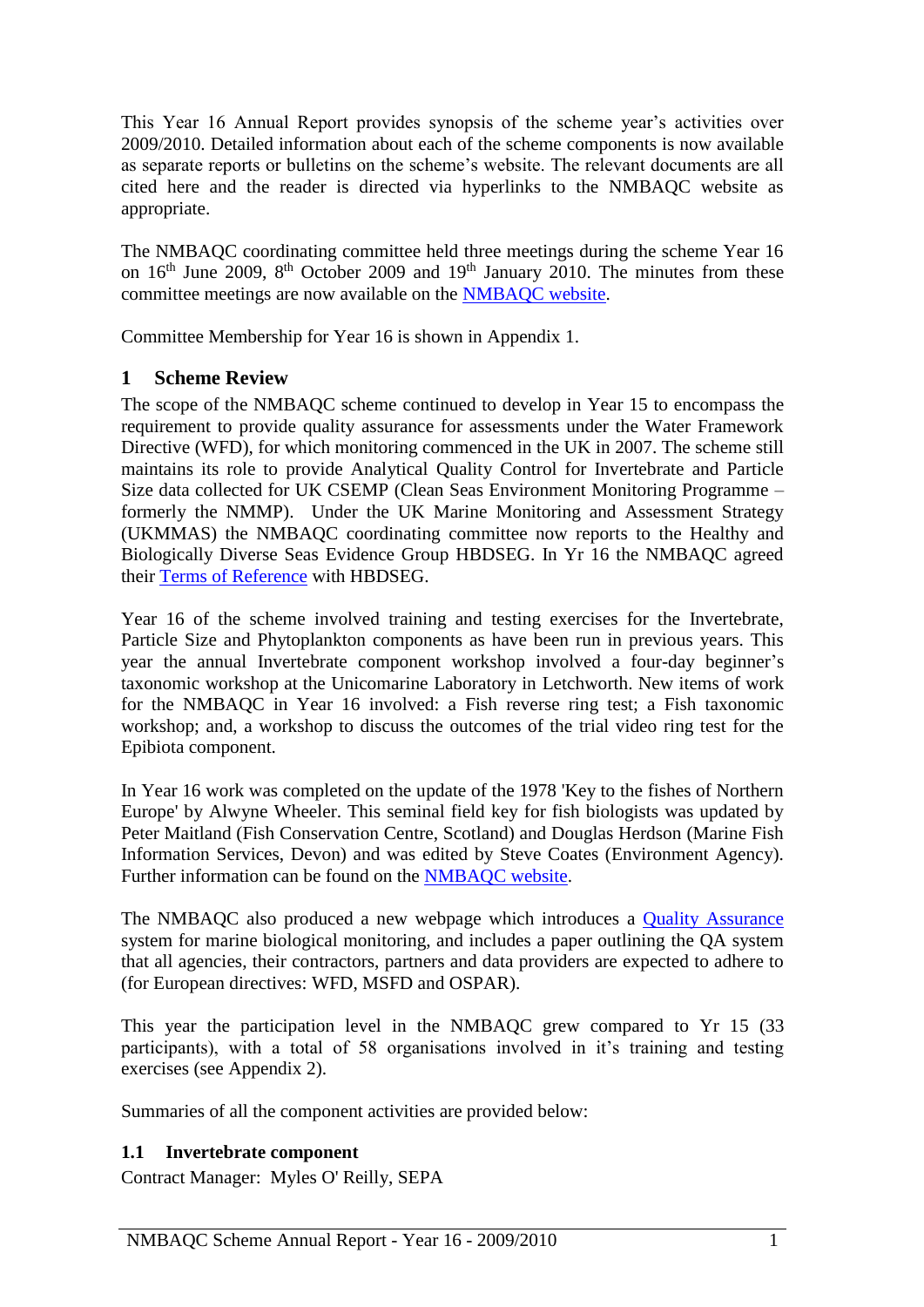This Year 16 Annual Report provides synopsis of the scheme year's activities over 2009/2010. Detailed information about each of the scheme components is now available as separate reports or bulletins on the scheme's website. The relevant documents are all cited here and the reader is directed via hyperlinks to the NMBAQC website as appropriate.

The NMBAQC coordinating committee held three meetings during the scheme Year 16 on 16th June 2009, 8th October 2009 and 19th January 2010. The minutes from these committee meetings are now available on the NMBAQC website.

Committee Membership for Year 16 is shown in Appendix 1.

## 1 Scheme Review

The scope of the NMBAQC scheme continued to develop in Year 15 to encompass the requirement to provide quality assurance for assessments under the Water Framework Directive (WFD), for which monitoring commenced in the UK in 2007. The scheme still maintains its role to provide Analytical Quality Control for Invertebrate and Particle Size data collected for UK CSEMP (Clean Seas Environment Monitoring Programme – formerly the NMMP). Under the UK Marine Monitoring and Assessment Strategy (UKMMAS) the NMBAQC coordinating committee now reports to the Healthy and Biologically Diverse Seas Evidence Group HBDSEG. In Yr 16 the NMBAQC agreed their Terms of Reference with HBDSEG.

Year 16 of the scheme involved training and testing exercises for the Invertebrate, Particle Size and Phytoplankton components as have been run in previous years. This year the annual Invertebrate component workshop involved a four-day beginner's taxonomic workshop at the Unicomarine Laboratory in Letchworth. New items of work for the NMBAQC in Year 16 involved: a Fish reverse ring test; a Fish taxonomic workshop; and, a workshop to discuss the outcomes of the trial video ring test for the Epibiota component.

In Year 16 work was completed on the update of the 1978 'Key to the fishes of Northern Europe' by Alwyne Wheeler. This seminal field key for fish biologists was updated by Peter Maitland (Fish Conservation Centre, Scotland) and Douglas Herdson (Marine Fish Information Services, Devon) and was edited by Steve Coates (Environment Agency). Further information can be found on the NMBAQC website.

The NMBAQC also produced a new webpage which introduces a Quality Assurance system for marine biological monitoring, and includes a paper outlining the QA system that all agencies, their contractors, partners and data providers are expected to adhere to (for European directives: WFD, MSFD and OSPAR).

This year the participation level in the NMBAQC grew compared to Yr 15 (33 participants), with a total of 58 organisations involved in it's training and testing exercises (see Appendix 2).

Summaries of all the component activities are provided below:

### 1.1 Invertebrate component

Contract Manager: Myles O' Reilly, SEPA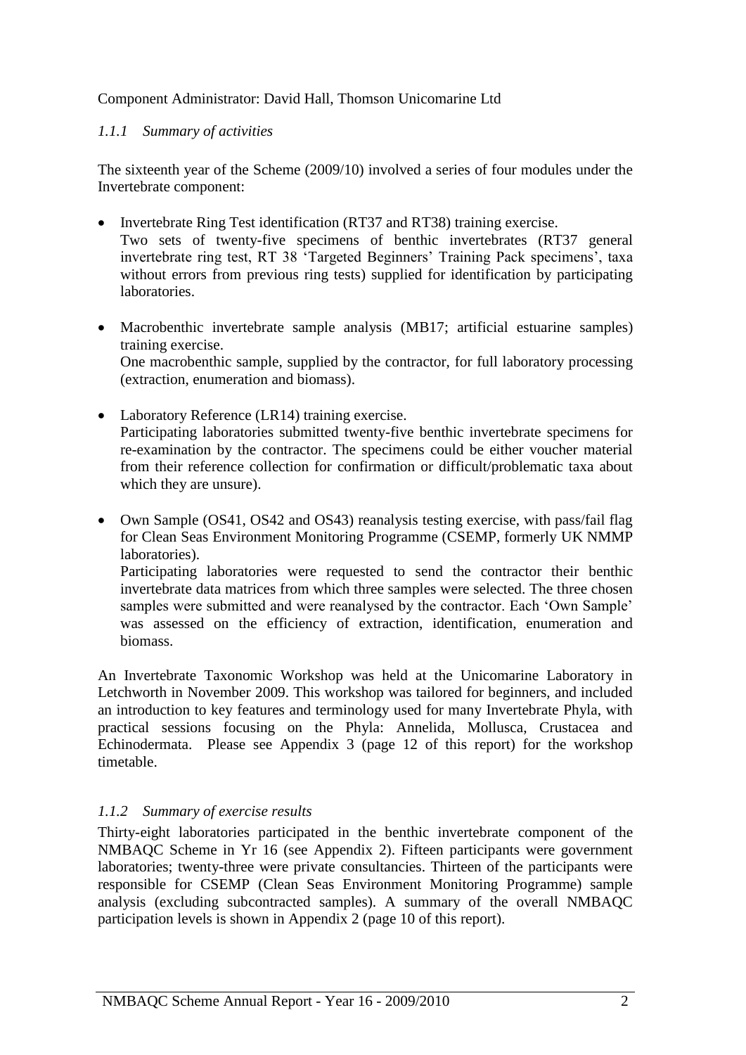Component Administrator: David Hall, Thomson Unicomarine Ltd

### *1.1.1 Summary of activities*

The sixteenth year of the Scheme (2009/10) involved a series of four modules under the Invertebrate component:

- Invertebrate Ring Test identification (RT37 and RT38) training exercise.
  Two sets of twenty-five specimens of benthic invertebrates (RT37 general invertebrate ring test, RT 38 'Targeted Beginners' Training Pack specimens', taxa without errors from previous ring tests) supplied for identification by participating laboratories.

- Macrobenthic invertebrate sample analysis (MB17; artificial estuarine samples) training exercise.
  One macrobenthic sample, supplied by the contractor, for full laboratory processing (extraction, enumeration and biomass).

- Laboratory Reference (LR14) training exercise.
  Participating laboratories submitted twenty-five benthic invertebrate specimens for re-examination by the contractor. The specimens could be either voucher material from their reference collection for confirmation or difficult/problematic taxa about which they are unsure).

- Own Sample (OS41, OS42 and OS43) reanalysis testing exercise, with pass/fail flag for Clean Seas Environment Monitoring Programme (CSEMP, formerly UK NMMP laboratories).
  Participating laboratories were requested to send the contractor their benthic invertebrate data matrices from which three samples were selected. The three chosen samples were submitted and were reanalysed by the contractor. Each 'Own Sample' was assessed on the efficiency of extraction, identification, enumeration and biomass.

An Invertebrate Taxonomic Workshop was held at the Unicomarine Laboratory in Letchworth in November 2009. This workshop was tailored for beginners, and included an introduction to key features and terminology used for many Invertebrate Phyla, with practical sessions focusing on the Phyla: Annelida, Mollusca, Crustacea and Echinodermata. Please see Appendix 3 (page 12 of this report) for the workshop timetable.

### *1.1.2 Summary of exercise results*

Thirty-eight laboratories participated in the benthic invertebrate component of the NMBAQC Scheme in Yr 16 (see Appendix 2). Fifteen participants were government laboratories; twenty-three were private consultancies. Thirteen of the participants were responsible for CSEMP (Clean Seas Environment Monitoring Programme) sample analysis (excluding subcontracted samples). A summary of the overall NMBAQC participation levels is shown in Appendix 2 (page 10 of this report).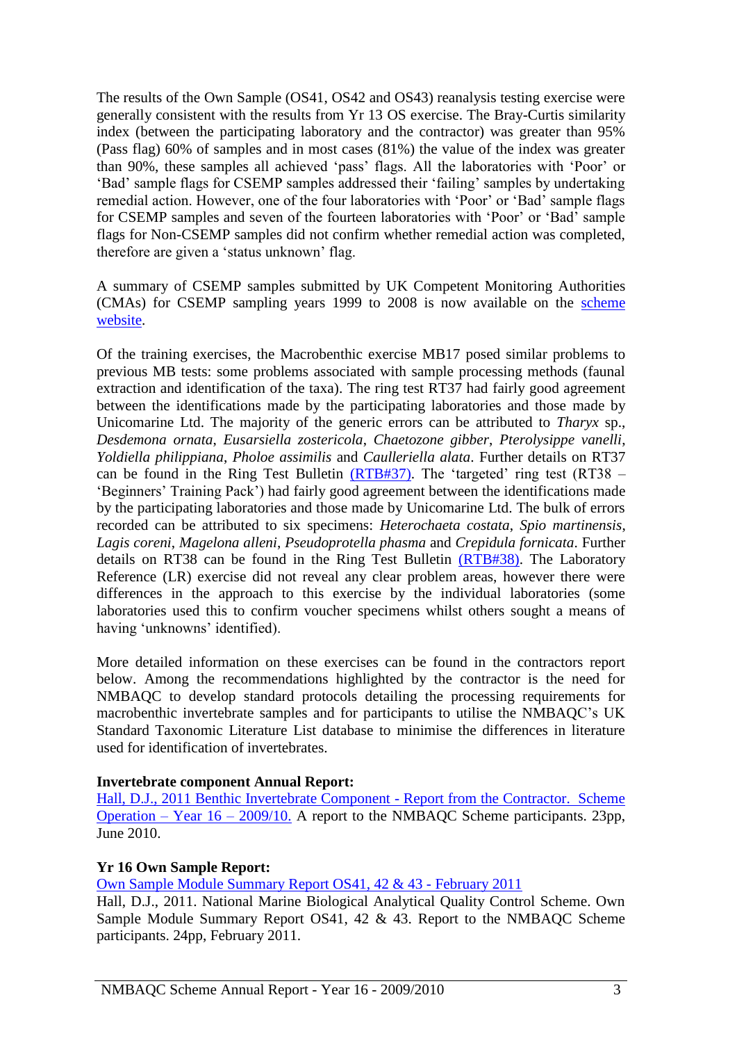The results of the Own Sample (OS41, OS42 and OS43) reanalysis testing exercise were generally consistent with the results from Yr 13 OS exercise. The Bray-Curtis similarity index (between the participating laboratory and the contractor) was greater than 95% (Pass flag) 60% of samples and in most cases (81%) the value of the index was greater than 90%, these samples all achieved 'pass' flags. All the laboratories with 'Poor' or 'Bad' sample flags for CSEMP samples addressed their 'failing' samples by undertaking remedial action. However, one of the four laboratories with 'Poor' or 'Bad' sample flags for CSEMP samples and seven of the fourteen laboratories with 'Poor' or 'Bad' sample flags for Non-CSEMP samples did not confirm whether remedial action was completed, therefore are given a 'status unknown' flag.

A summary of CSEMP samples submitted by UK Competent Monitoring Authorities (CMAs) for CSEMP sampling years 1999 to 2008 is now available on the scheme website.

Of the training exercises, the Macrobenthic exercise MB17 posed similar problems to previous MB tests: some problems associated with sample processing methods (faunal extraction and identification of the taxa). The ring test RT37 had fairly good agreement between the identifications made by the participating laboratories and those made by Unicomarine Ltd. The majority of the generic errors can be attributed to *Tharyx* sp., *Desdemona ornata*, *Eusarsiella zostericola*, *Chaetozone gibber*, *Pterolysippe vanelli*, *Yoldiella philippiana*, *Pholoe assimilis* and *Caulleriella alata*. Further details on RT37 can be found in the Ring Test Bulletin (RTB#37). The 'targeted' ring test (RT38 – 'Beginners' Training Pack') had fairly good agreement between the identifications made by the participating laboratories and those made by Unicomarine Ltd. The bulk of errors recorded can be attributed to six specimens: *Heterochaeta costata*, *Spio martinensis*, *Lagis coreni*, *Magelona alleni*, *Pseudoprotella phasma* and *Crepidula fornicata*. Further details on RT38 can be found in the Ring Test Bulletin (RTB#38). The Laboratory Reference (LR) exercise did not reveal any clear problem areas, however there were differences in the approach to this exercise by the individual laboratories (some laboratories used this to confirm voucher specimens whilst others sought a means of having 'unknowns' identified).

More detailed information on these exercises can be found in the contractors report below. Among the recommendations highlighted by the contractor is the need for NMBAQC to develop standard protocols detailing the processing requirements for macrobenthic invertebrate samples and for participants to utilise the NMBAQC's UK Standard Taxonomic Literature List database to minimise the differences in literature used for identification of invertebrates.

**Invertebrate component Annual Report:**
Hall, D.J., 2011 Benthic Invertebrate Component - Report from the Contractor. Scheme Operation – Year 16 – 2009/10. A report to the NMBAQC Scheme participants. 23pp, June 2010.

**Yr 16 Own Sample Report:**
Own Sample Module Summary Report OS41, 42 & 43 - February 2011
Hall, D.J., 2011. National Marine Biological Analytical Quality Control Scheme. Own Sample Module Summary Report OS41, 42 & 43. Report to the NMBAQC Scheme participants. 24pp, February 2011.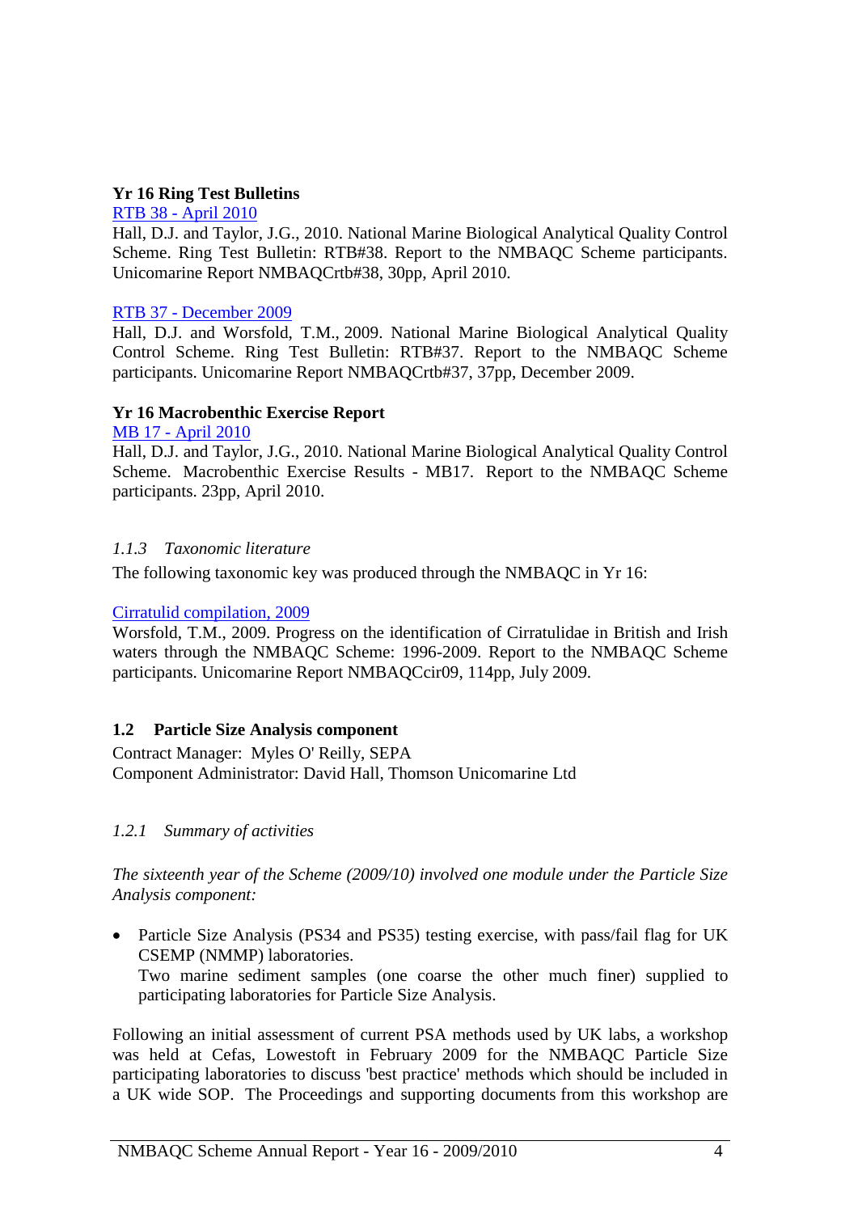**Yr 16 Ring Test Bulletins**

[RTB 38 - April 2010]

Hall, D.J. and Taylor, J.G., 2010. National Marine Biological Analytical Quality Control Scheme. Ring Test Bulletin: RTB#38. Report to the NMBAQC Scheme participants. Unicomarine Report NMBAQCrtb#38, 30pp, April 2010.

[RTB 37 - December 2009]

Hall, D.J. and Worsfold, T.M., 2009. National Marine Biological Analytical Quality Control Scheme. Ring Test Bulletin: RTB#37. Report to the NMBAQC Scheme participants. Unicomarine Report NMBAQCrtb#37, 37pp, December 2009.

**Yr 16 Macrobenthic Exercise Report**

[MB 17 - April 2010]

Hall, D.J. and Taylor, J.G., 2010. National Marine Biological Analytical Quality Control Scheme. Macrobenthic Exercise Results - MB17. Report to the NMBAQC Scheme participants. 23pp, April 2010.

#### *1.1.3 Taxonomic literature*

The following taxonomic key was produced through the NMBAQC in Yr 16:

[Cirratulid compilation, 2009]

Worsfold, T.M., 2009. Progress on the identification of Cirratulidae in British and Irish waters through the NMBAQC Scheme: 1996-2009. Report to the NMBAQC Scheme participants. Unicomarine Report NMBAQCcir09, 114pp, July 2009.

### 1.2 Particle Size Analysis component

Contract Manager: Myles O' Reilly, SEPA
Component Administrator: David Hall, Thomson Unicomarine Ltd

#### *1.2.1 Summary of activities*

*The sixteenth year of the Scheme (2009/10) involved one module under the Particle Size Analysis component:*

- Particle Size Analysis (PS34 and PS35) testing exercise, with pass/fail flag for UK CSEMP (NMMP) laboratories.
  Two marine sediment samples (one coarse the other much finer) supplied to participating laboratories for Particle Size Analysis.

Following an initial assessment of current PSA methods used by UK labs, a workshop was held at Cefas, Lowestoft in February 2009 for the NMBAQC Particle Size participating laboratories to discuss 'best practice' methods which should be included in a UK wide SOP. The Proceedings and supporting documents from this workshop are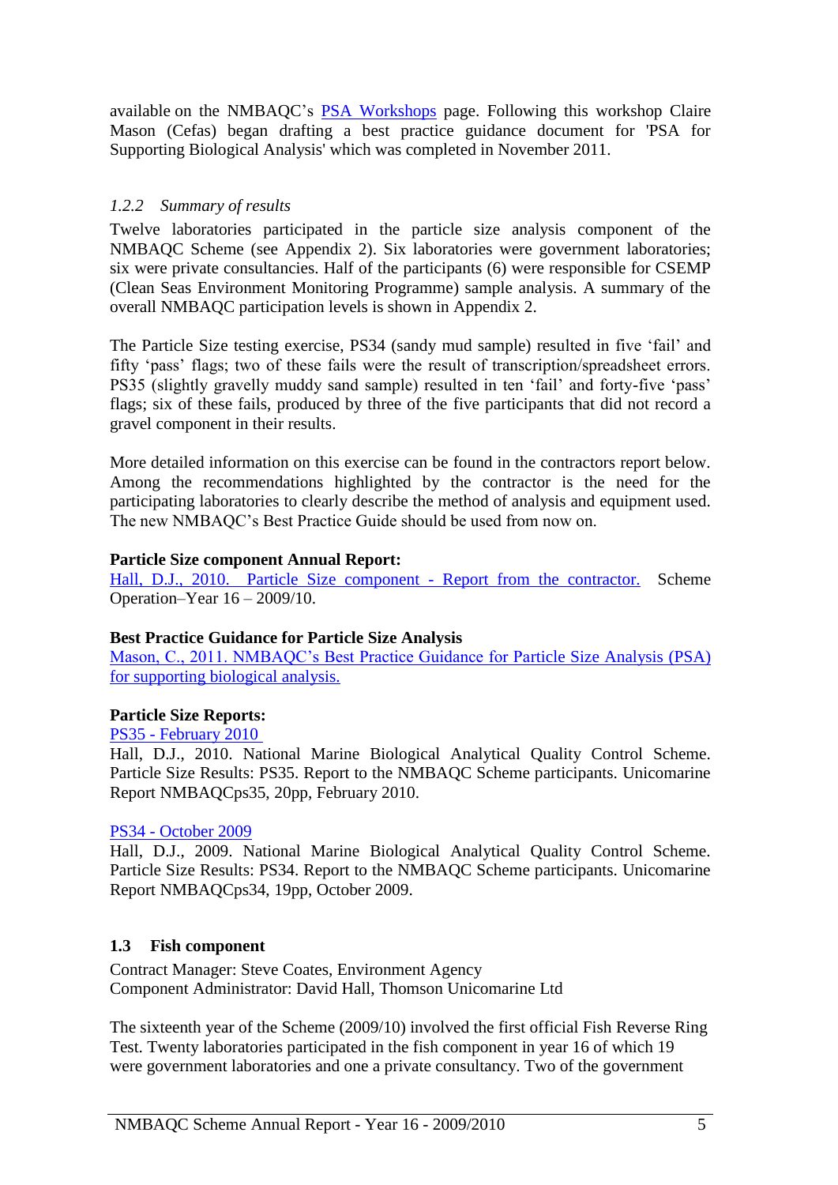available on the NMBAQC's PSA Workshops page. Following this workshop Claire Mason (Cefas) began drafting a best practice guidance document for 'PSA for Supporting Biological Analysis' which was completed in November 2011.

### *1.2.2 Summary of results*

Twelve laboratories participated in the particle size analysis component of the NMBAQC Scheme (see Appendix 2). Six laboratories were government laboratories; six were private consultancies. Half of the participants (6) were responsible for CSEMP (Clean Seas Environment Monitoring Programme) sample analysis. A summary of the overall NMBAQC participation levels is shown in Appendix 2.

The Particle Size testing exercise, PS34 (sandy mud sample) resulted in five 'fail' and fifty 'pass' flags; two of these fails were the result of transcription/spreadsheet errors. PS35 (slightly gravelly muddy sand sample) resulted in ten 'fail' and forty-five 'pass' flags; six of these fails, produced by three of the five participants that did not record a gravel component in their results.

More detailed information on this exercise can be found in the contractors report below. Among the recommendations highlighted by the contractor is the need for the participating laboratories to clearly describe the method of analysis and equipment used. The new NMBAQC's Best Practice Guide should be used from now on.

**Particle Size component Annual Report:**
Hall, D.J., 2010. Particle Size component - Report from the contractor. Scheme Operation–Year 16 – 2009/10.

**Best Practice Guidance for Particle Size Analysis**
Mason, C., 2011. NMBAQC's Best Practice Guidance for Particle Size Analysis (PSA) for supporting biological analysis.

**Particle Size Reports:**
PS35 - February 2010
Hall, D.J., 2010. National Marine Biological Analytical Quality Control Scheme. Particle Size Results: PS35. Report to the NMBAQC Scheme participants. Unicomarine Report NMBAQCps35, 20pp, February 2010.

PS34 - October 2009
Hall, D.J., 2009. National Marine Biological Analytical Quality Control Scheme. Particle Size Results: PS34. Report to the NMBAQC Scheme participants. Unicomarine Report NMBAQCps34, 19pp, October 2009.

## 1.3 Fish component

Contract Manager: Steve Coates, Environment Agency
Component Administrator: David Hall, Thomson Unicomarine Ltd

The sixteenth year of the Scheme (2009/10) involved the first official Fish Reverse Ring Test. Twenty laboratories participated in the fish component in year 16 of which 19 were government laboratories and one a private consultancy. Two of the government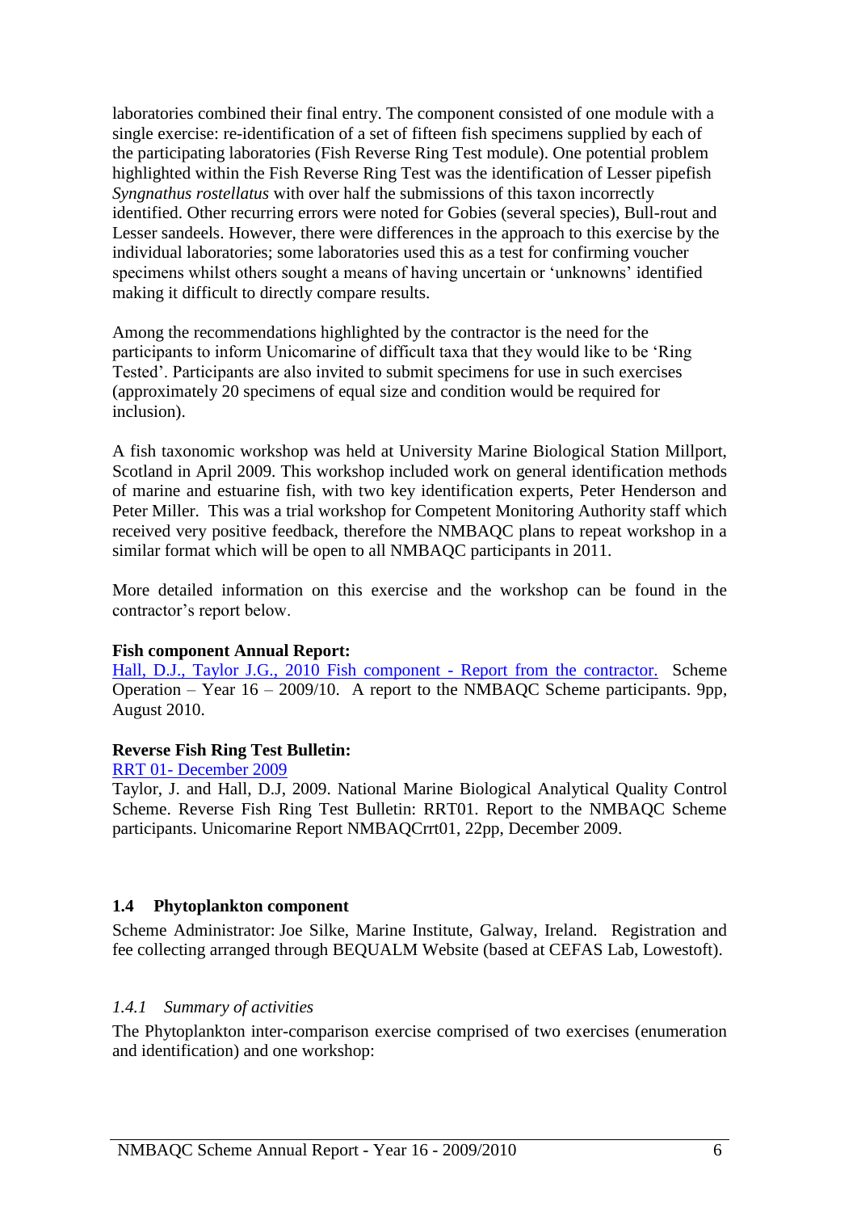laboratories combined their final entry. The component consisted of one module with a single exercise: re-identification of a set of fifteen fish specimens supplied by each of the participating laboratories (Fish Reverse Ring Test module). One potential problem highlighted within the Fish Reverse Ring Test was the identification of Lesser pipefish *Syngnathus rostellatus* with over half the submissions of this taxon incorrectly identified. Other recurring errors were noted for Gobies (several species), Bull-rout and Lesser sandeels. However, there were differences in the approach to this exercise by the individual laboratories; some laboratories used this as a test for confirming voucher specimens whilst others sought a means of having uncertain or 'unknowns' identified making it difficult to directly compare results.

Among the recommendations highlighted by the contractor is the need for the participants to inform Unicomarine of difficult taxa that they would like to be 'Ring Tested'. Participants are also invited to submit specimens for use in such exercises (approximately 20 specimens of equal size and condition would be required for inclusion).

A fish taxonomic workshop was held at University Marine Biological Station Millport, Scotland in April 2009. This workshop included work on general identification methods of marine and estuarine fish, with two key identification experts, Peter Henderson and Peter Miller. This was a trial workshop for Competent Monitoring Authority staff which received very positive feedback, therefore the NMBAQC plans to repeat workshop in a similar format which will be open to all NMBAQC participants in 2011.

More detailed information on this exercise and the workshop can be found in the contractor's report below.

**Fish component Annual Report:**
Hall, D.J., Taylor J.G., 2010 Fish component - Report from the contractor. Scheme Operation – Year 16 – 2009/10. A report to the NMBAQC Scheme participants. 9pp, August 2010.

**Reverse Fish Ring Test Bulletin:**
RRT 01- December 2009
Taylor, J. and Hall, D.J, 2009. National Marine Biological Analytical Quality Control Scheme. Reverse Fish Ring Test Bulletin: RRT01. Report to the NMBAQC Scheme participants. Unicomarine Report NMBAQCrrt01, 22pp, December 2009.

### 1.4 Phytoplankton component

Scheme Administrator: Joe Silke, Marine Institute, Galway, Ireland. Registration and fee collecting arranged through BEQUALM Website (based at CEFAS Lab, Lowestoft).

#### *1.4.1 Summary of activities*

The Phytoplankton inter-comparison exercise comprised of two exercises (enumeration and identification) and one workshop: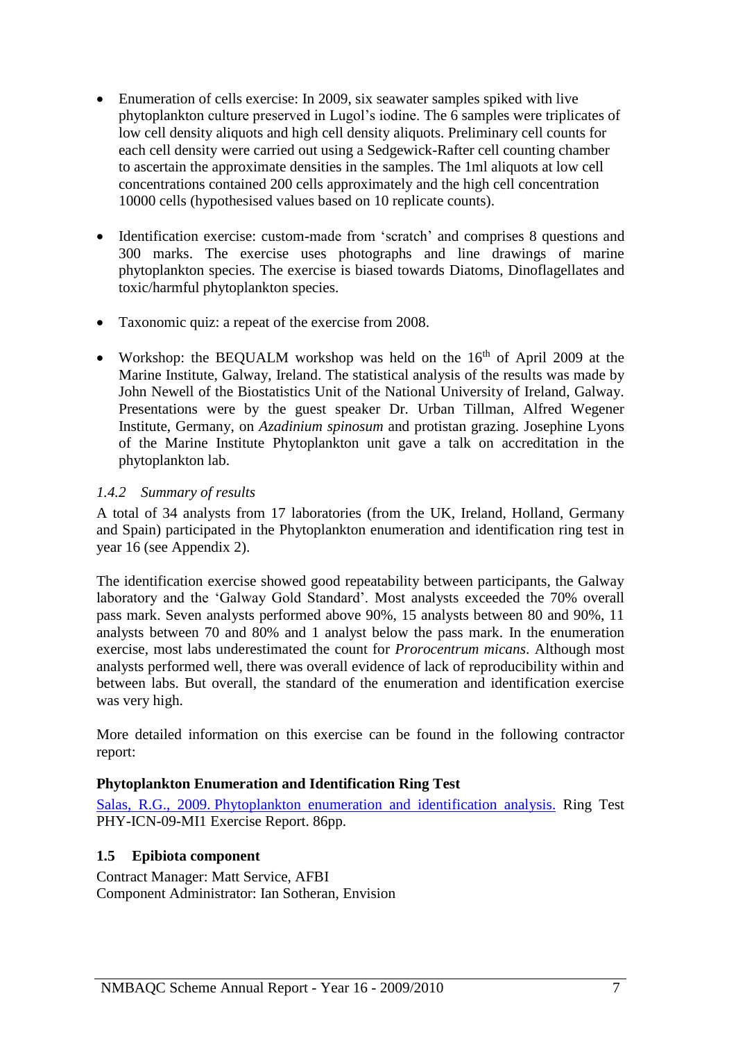- Enumeration of cells exercise: In 2009, six seawater samples spiked with live phytoplankton culture preserved in Lugol's iodine. The 6 samples were triplicates of low cell density aliquots and high cell density aliquots. Preliminary cell counts for each cell density were carried out using a Sedgewick-Rafter cell counting chamber to ascertain the approximate densities in the samples. The 1ml aliquots at low cell concentrations contained 200 cells approximately and the high cell concentration 10000 cells (hypothesised values based on 10 replicate counts).

- Identification exercise: custom-made from 'scratch' and comprises 8 questions and 300 marks. The exercise uses photographs and line drawings of marine phytoplankton species. The exercise is biased towards Diatoms, Dinoflagellates and toxic/harmful phytoplankton species.

- Taxonomic quiz: a repeat of the exercise from 2008.

- Workshop: the BEQUALM workshop was held on the 16th of April 2009 at the Marine Institute, Galway, Ireland. The statistical analysis of the results was made by John Newell of the Biostatistics Unit of the National University of Ireland, Galway. Presentations were by the guest speaker Dr. Urban Tillman, Alfred Wegener Institute, Germany, on *Azadinium spinosum* and protistan grazing. Josephine Lyons of the Marine Institute Phytoplankton unit gave a talk on accreditation in the phytoplankton lab.

### *1.4.2 Summary of results*

A total of 34 analysts from 17 laboratories (from the UK, Ireland, Holland, Germany and Spain) participated in the Phytoplankton enumeration and identification ring test in year 16 (see Appendix 2).

The identification exercise showed good repeatability between participants, the Galway laboratory and the 'Galway Gold Standard'. Most analysts exceeded the 70% overall pass mark. Seven analysts performed above 90%, 15 analysts between 80 and 90%, 11 analysts between 70 and 80% and 1 analyst below the pass mark. In the enumeration exercise, most labs underestimated the count for *Prorocentrum micans*. Although most analysts performed well, there was overall evidence of lack of reproducibility within and between labs. But overall, the standard of the enumeration and identification exercise was very high.

More detailed information on this exercise can be found in the following contractor report:

**Phytoplankton Enumeration and Identification Ring Test**

Salas, R.G., 2009. Phytoplankton enumeration and identification analysis. Ring Test PHY-ICN-09-MI1 Exercise Report. 86pp.

## 1.5 Epibiota component

Contract Manager: Matt Service, AFBI
Component Administrator: Ian Sotheran, Envision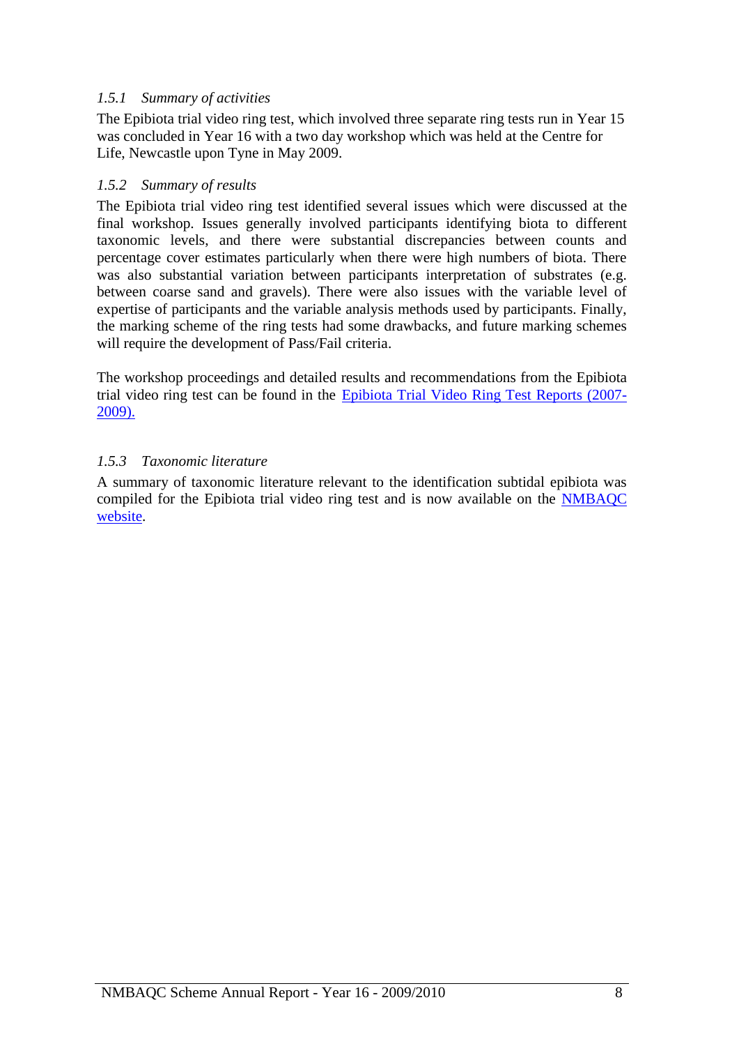### *1.5.1 Summary of activities*

The Epibiota trial video ring test, which involved three separate ring tests run in Year 15 was concluded in Year 16 with a two day workshop which was held at the Centre for Life, Newcastle upon Tyne in May 2009.

### *1.5.2 Summary of results*

The Epibiota trial video ring test identified several issues which were discussed at the final workshop. Issues generally involved participants identifying biota to different taxonomic levels, and there were substantial discrepancies between counts and percentage cover estimates particularly when there were high numbers of biota. There was also substantial variation between participants interpretation of substrates (e.g. between coarse sand and gravels). There were also issues with the variable level of expertise of participants and the variable analysis methods used by participants. Finally, the marking scheme of the ring tests had some drawbacks, and future marking schemes will require the development of Pass/Fail criteria.

The workshop proceedings and detailed results and recommendations from the Epibiota trial video ring test can be found in the Epibiota Trial Video Ring Test Reports (2007-2009).

### *1.5.3 Taxonomic literature*

A summary of taxonomic literature relevant to the identification subtidal epibiota was compiled for the Epibiota trial video ring test and is now available on the NMBAQC website.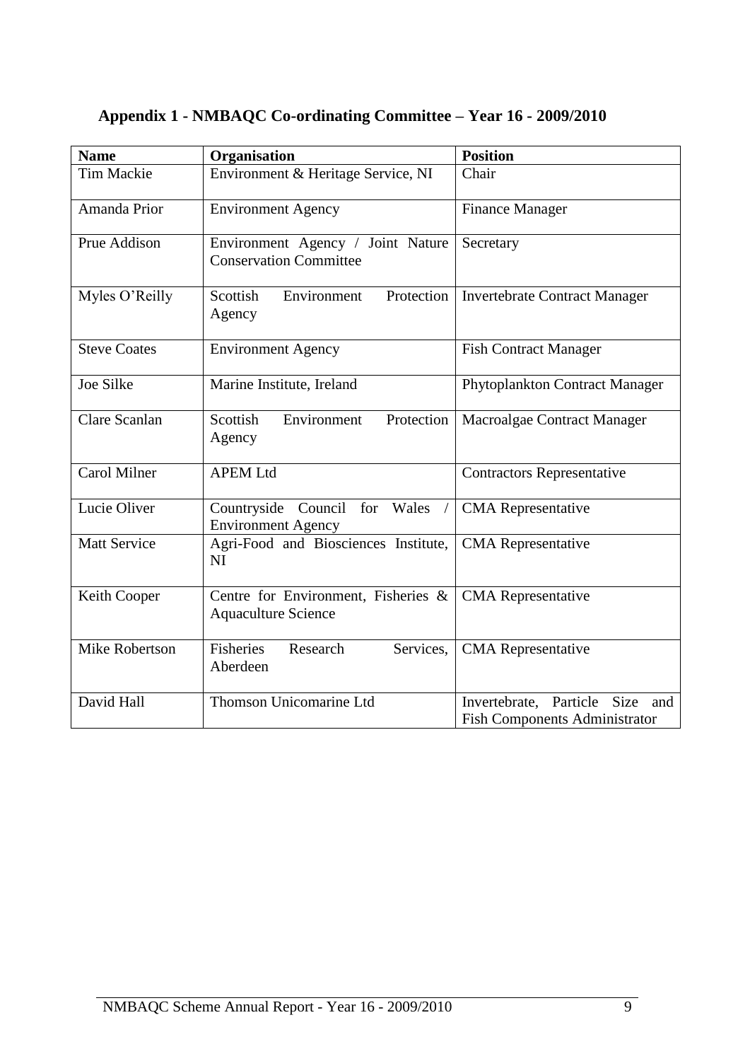## Appendix 1 - NMBAQC Co-ordinating Committee – Year 16 - 2009/2010

| Name | Organisation | Position |
|---|---|---|
| Tim Mackie | Environment & Heritage Service, NI | Chair |
| Amanda Prior | Environment Agency | Finance Manager |
| Prue Addison | Environment Agency / Joint Nature Conservation Committee | Secretary |
| Myles O'Reilly | Scottish Environment Protection Agency | Invertebrate Contract Manager |
| Steve Coates | Environment Agency | Fish Contract Manager |
| Joe Silke | Marine Institute, Ireland | Phytoplankton Contract Manager |
| Clare Scanlan | Scottish Environment Protection Agency | Macroalgae Contract Manager |
| Carol Milner | APEM Ltd | Contractors Representative |
| Lucie Oliver | Countryside Council for Wales / Environment Agency | CMA Representative |
| Matt Service | Agri-Food and Biosciences Institute, NI | CMA Representative |
| Keith Cooper | Centre for Environment, Fisheries & Aquaculture Science | CMA Representative |
| Mike Robertson | Fisheries Research Services, Aberdeen | CMA Representative |
| David Hall | Thomson Unicomarine Ltd | Invertebrate, Particle Size and Fish Components Administrator |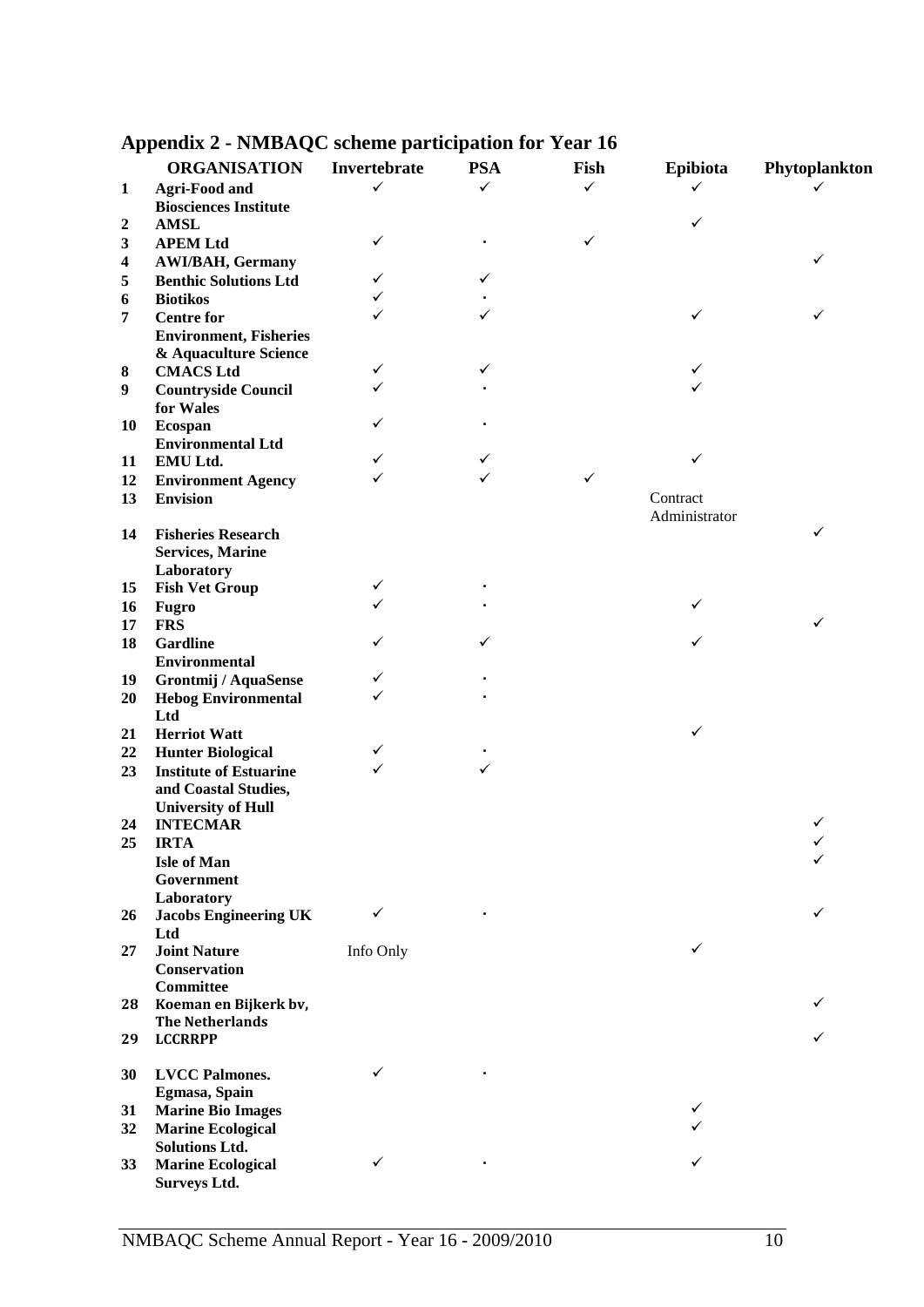## Appendix 2 - NMBAQC scheme participation for Year 16

| | ORGANISATION | Invertebrate | PSA | Fish | Epibiota | Phytoplankton |
|---|---|---|---|---|---|---|
| 1 | Agri-Food and Biosciences Institute | ✓ | ✓ | ✓ | ✓ | ✓ |
| 2 | AMSL | | | | ✓ | |
| 3 | APEM Ltd | ✓ | · | ✓ | | |
| 4 | AWI/BAH, Germany | | | | | ✓ |
| 5 | Benthic Solutions Ltd | ✓ | ✓ | | | |
| 6 | Biotikos | ✓ | · | | | |
| 7 | Centre for Environment, Fisheries & Aquaculture Science | ✓ | ✓ | | ✓ | ✓ |
| 8 | CMACS Ltd | ✓ | ✓ | | ✓ | |
| 9 | Countryside Council for Wales | ✓ | · | | ✓ | |
| 10 | Ecospan Environmental Ltd | ✓ | · | | | |
| 11 | EMU Ltd. | ✓ | ✓ | | ✓ | |
| 12 | Environment Agency | ✓ | ✓ | ✓ | | |
| 13 | Envision | | | | Contract Administrator | |
| 14 | Fisheries Research Services, Marine Laboratory | | | | | ✓ |
| 15 | Fish Vet Group | ✓ | · | | | |
| 16 | Fugro | ✓ | · | | ✓ | |
| 17 | FRS | | | | | ✓ |
| 18 | Gardline Environmental | ✓ | ✓ | | ✓ | |
| 19 | Grontmij / AquaSense | ✓ | · | | | |
| 20 | Hebog Environmental Ltd | ✓ | · | | | |
| 21 | Herriot Watt | | | | ✓ | |
| 22 | Hunter Biological | ✓ | · | | | |
| 23 | Institute of Estuarine and Coastal Studies, University of Hull | ✓ | ✓ | | | |
| 24 | INTECMAR | | | | | ✓ |
| 25 | IRTA | | | | | ✓ |
| | Isle of Man Government Laboratory | | | | | ✓ |
| 26 | Jacobs Engineering UK Ltd | ✓ | · | | | ✓ |
| 27 | Joint Nature Conservation Committee | Info Only | | | ✓ | |
| 28 | Koeman en Bijkerk bv, The Netherlands | | | | | ✓ |
| 29 | LCCRRPP | | | | | ✓ |
| 30 | LVCC Palmones. Egmasa, Spain | ✓ | · | | | |
| 31 | Marine Bio Images | | | | ✓ | |
| 32 | Marine Ecological Solutions Ltd. | | | | ✓ | |
| 33 | Marine Ecological Surveys Ltd. | ✓ | · | | ✓ | |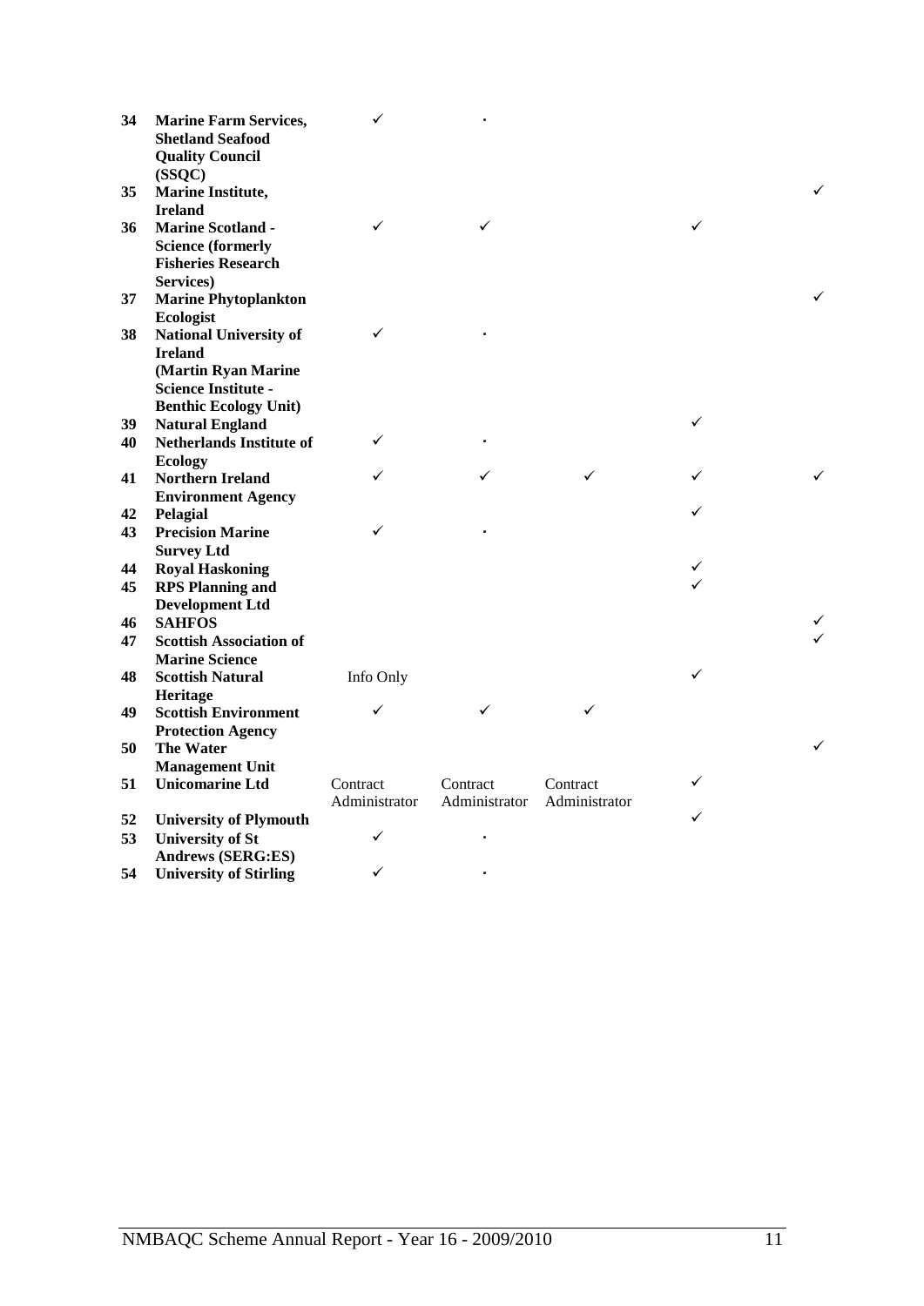| | | | | | | |
|---|---|---|---|---|---|---|
| **34** | **Marine Farm Services, Shetland Seafood Quality Council (SSQC)** | ✓ | · | | | |
| **35** | **Marine Institute, Ireland** | | | | | ✓ |
| **36** | **Marine Scotland - Science (formerly Fisheries Research Services)** | ✓ | ✓ | | ✓ | |
| **37** | **Marine Phytoplankton Ecologist** | | | | | ✓ |
| **38** | **National University of Ireland (Martin Ryan Marine Science Institute - Benthic Ecology Unit)** | ✓ | · | | | |
| **39** | **Natural England** | | | | ✓ | |
| **40** | **Netherlands Institute of Ecology** | ✓ | · | | | |
| **41** | **Northern Ireland Environment Agency** | ✓ | ✓ | ✓ | ✓ | ✓ |
| **42** | **Pelagial** | | | | ✓ | |
| **43** | **Precision Marine Survey Ltd** | ✓ | · | | | |
| **44** | **Royal Haskoning** | | | | ✓ | |
| **45** | **RPS Planning and Development Ltd** | | | | ✓ | |
| **46** | **SAHFOS** | | | | | ✓ |
| **47** | **Scottish Association of Marine Science** | | | | | ✓ |
| **48** | **Scottish Natural Heritage** | Info Only | | | ✓ | |
| **49** | **Scottish Environment Protection Agency** | ✓ | ✓ | ✓ | | |
| **50** | **The Water Management Unit** | | | | | ✓ |
| **51** | **Unicomarine Ltd** | Contract Administrator | Contract Administrator | Contract Administrator | ✓ | |
| **52** | **University of Plymouth** | | | | ✓ | |
| **53** | **University of St Andrews (SERG:ES)** | ✓ | · | | | |
| **54** | **University of Stirling** | ✓ | · | | | |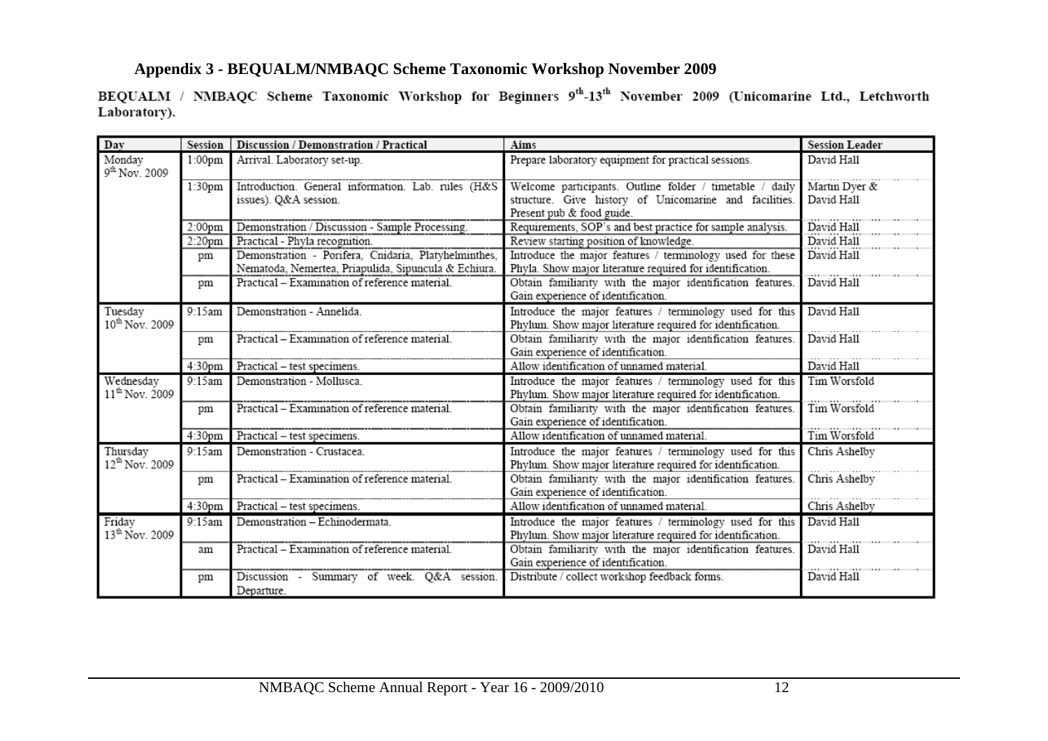## Appendix 3 - BEQUALM/NMBAQC Scheme Taxonomic Workshop November 2009

**BEQUALM / NMBAQC Scheme Taxonomic Workshop for Beginners 9[th]-13[th] November 2009 (Unicomarine Ltd., Letchworth Laboratory).**

| Day | Session | Discussion / Demonstration / Practical | Aims | Session Leader |
|---|---|---|---|---|
| Monday 9[th] Nov. 2009 | 1:00pm | Arrival. Laboratory set-up. | Prepare laboratory equipment for practical sessions. | David Hall |
| | 1:30pm | Introduction. General information. Lab. rules (H&S issues). Q&A session. | Welcome participants. Outline folder / timetable / daily structure. Give history of Unicomarine and facilities. Present pub & food guide. | Martin Dyer & David Hall |
| | 2:00pm | Demonstration / Discussion - Sample Processing. | Requirements, SOP's and best practice for sample analysis. | David Hall |
| | 2:20pm | Practical - Phyla recognition. | Review starting position of knowledge. | David Hall |
| | pm | Demonstration - Porifera, Cnidaria, Platyhelminthes, Nematoda, Nemertea, Priapulida, Sipuncula & Echiura. | Introduce the major features / terminology used for these Phyla. Show major literature required for identification. | David Hall |
| | pm | Practical – Examination of reference material. | Obtain familiarity with the major identification features. Gain experience of identification. | David Hall |
| Tuesday 10[th] Nov. 2009 | 9:15am | Demonstration - Annelida. | Introduce the major features / terminology used for this Phylum. Show major literature required for identification. | David Hall |
| | pm | Practical – Examination of reference material. | Obtain familiarity with the major identification features. Gain experience of identification. | David Hall |
| | 4:30pm | Practical – test specimens. | Allow identification of unnamed material. | David Hall |
| Wednesday 11[th] Nov. 2009 | 9:15am | Demonstration - Mollusca. | Introduce the major features / terminology used for this Phylum. Show major literature required for identification. | Tim Worsfold |
| | pm | Practical – Examination of reference material. | Obtain familiarity with the major identification features. Gain experience of identification. | Tim Worsfold |
| | 4:30pm | Practical – test specimens. | Allow identification of unnamed material. | Tim Worsfold |
| Thursday 12[th] Nov. 2009 | 9:15am | Demonstration - Crustacea. | Introduce the major features / terminology used for this Phylum. Show major literature required for identification. | Chris Ashelby |
| | pm | Practical – Examination of reference material. | Obtain familiarity with the major identification features. Gain experience of identification. | Chris Ashelby |
| | 4:30pm | Practical – test specimens. | Allow identification of unnamed material. | Chris Ashelby |
| Friday 13[th] Nov. 2009 | 9:15am | Demonstration – Echinodermata. | Introduce the major features / terminology used for this Phylum. Show major literature required for identification. | David Hall |
| | am | Practical – Examination of reference material. | Obtain familiarity with the major identification features. Gain experience of identification. | David Hall |
| | pm | Discussion - Summary of week. Q&A session. Departure. | Distribute / collect workshop feedback forms. | David Hall |